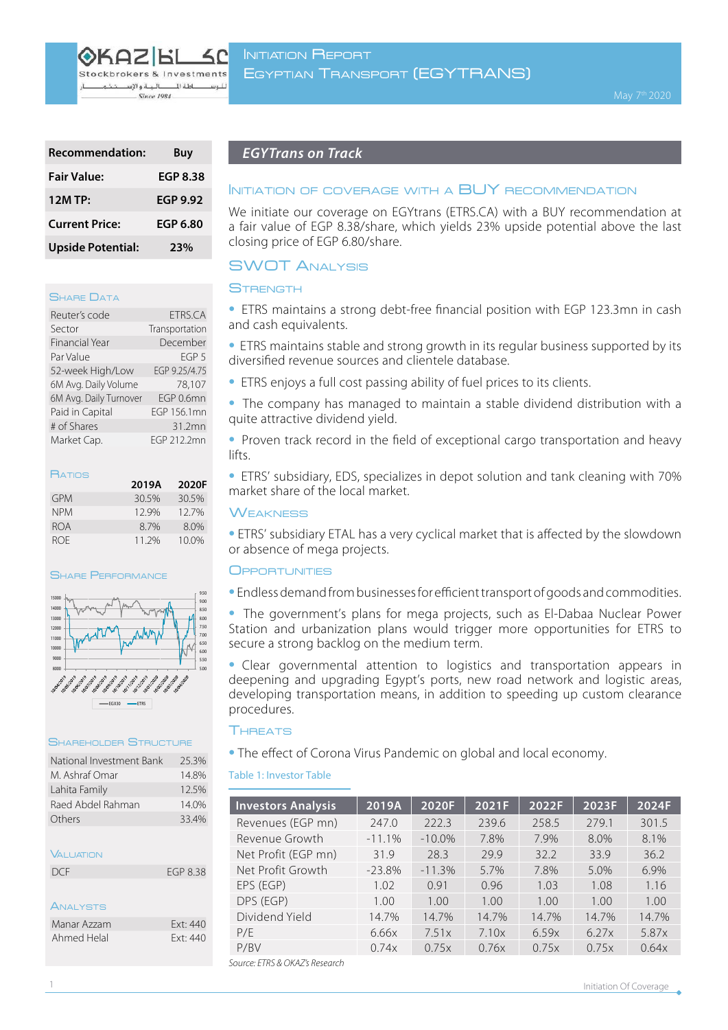# Initiation Report

## Egyptian Transport (EGYTRANS)

May 7th 2020

| Recommendation: | Buy |
|---|---|
| Fair Value: | EGP 8.38 |
| 12M TP: | EGP 9.92 |
| Current Price: | EGP 6.80 |
| Upside Potential: | 23% |

### Share Data

| | |
|---|---|
| Reuter's code | ETRS.CA |
| Sector | Transportation |
| Financial Year | December |
| Par Value | EGP 5 |
| 52-week High/Low | EGP 9.25/4.75 |
| 6M Avg. Daily Volume | 78,107 |
| 6M Avg. Daily Turnover | EGP 0.6mn |
| Paid in Capital | EGP 156.1mn |
| # of Shares | 31.2mn |
| Market Cap. | EGP 212.2mn |

### Ratios

| | 2019A | 2020F |
|---|---|---|
| GPM | 30.5% | 30.5% |
| NPM | 12.9% | 12.7% |
| ROA | 8.7% | 8.0% |
| ROE | 11.2% | 10.0% |

### Share Performance

### Shareholder Structure

| | |
|---|---|
| National Investment Bank | 25.3% |
| M. Ashraf Omar | 14.8% |
| Lahita Family | 12.5% |
| Raed Abdel Rahman | 14.0% |
| Others | 33.4% |

### Valuation

| | |
|---|---|
| DCF | EGP 8.38 |

### Analysts

| | |
|---|---|
| Manar Azzam | Ext: 440 |
| Ahmed Helal | Ext: 440 |

## EGYTrans on Track

### Initiation of Coverage with a BUY Recommendation

We initiate our coverage on EGYtrans (ETRS.CA) with a BUY recommendation at a fair value of EGP 8.38/share, which yields 23% upside potential above the last closing price of EGP 6.80/share.

### SWOT Analysis

#### Strength

- ETRS maintains a strong debt-free financial position with EGP 123.3mn in cash and cash equivalents.
- ETRS maintains stable and strong growth in its regular business supported by its diversified revenue sources and clientele database.
- ETRS enjoys a full cost passing ability of fuel prices to its clients.
- The company has managed to maintain a stable dividend distribution with a quite attractive dividend yield.
- Proven track record in the field of exceptional cargo transportation and heavy lifts.
- ETRS' subsidiary, EDS, specializes in depot solution and tank cleaning with 70% market share of the local market.

#### Weakness

- ETRS' subsidiary ETAL has a very cyclical market that is affected by the slowdown or absence of mega projects.

#### Opportunities

- Endless demand from businesses for efficient transport of goods and commodities.
- The government's plans for mega projects, such as El-Dabaa Nuclear Power Station and urbanization plans would trigger more opportunities for ETRS to secure a strong backlog on the medium term.
- Clear governmental attention to logistics and transportation appears in deepening and upgrading Egypt's ports, new road network and logistic areas, developing transportation means, in addition to speeding up custom clearance procedures.

#### Threats

- The effect of Corona Virus Pandemic on global and local economy.

Table 1: Investor Table

| Investors Analysis | 2019A | 2020F | 2021F | 2022F | 2023F | 2024F |
|---|---|---|---|---|---|---|
| Revenues (EGP mn) | 247.0 | 222.3 | 239.6 | 258.5 | 279.1 | 301.5 |
| Revenue Growth | -11.1% | -10.0% | 7.8% | 7.9% | 8.0% | 8.1% |
| Net Profit (EGP mn) | 31.9 | 28.3 | 29.9 | 32.2 | 33.9 | 36.2 |
| Net Profit Growth | -23.8% | -11.3% | 5.7% | 7.8% | 5.0% | 6.9% |
| EPS (EGP) | 1.02 | 0.91 | 0.96 | 1.03 | 1.08 | 1.16 |
| DPS (EGP) | 1.00 | 1.00 | 1.00 | 1.00 | 1.00 | 1.00 |
| Dividend Yield | 14.7% | 14.7% | 14.7% | 14.7% | 14.7% | 14.7% |
| P/E | 6.66x | 7.51x | 7.10x | 6.59x | 6.27x | 5.87x |
| P/BV | 0.74x | 0.75x | 0.76x | 0.75x | 0.75x | 0.64x |

*Source: ETRS & OKAZ's Research*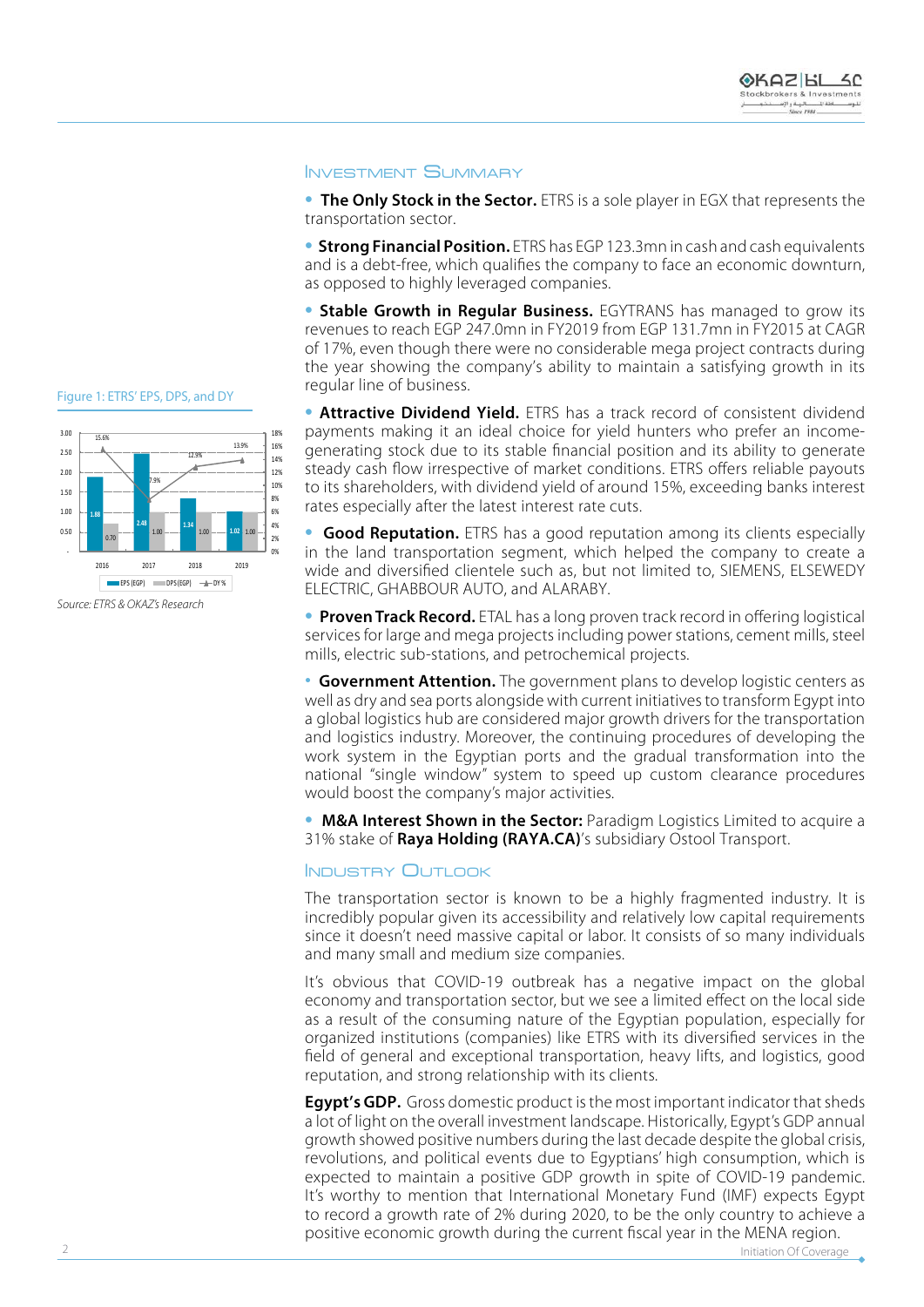## Investment Summary

- **The Only Stock in the Sector.** ETRS is a sole player in EGX that represents the transportation sector.

- **Strong Financial Position.** ETRS has EGP 123.3mn in cash and cash equivalents and is a debt-free, which qualifies the company to face an economic downturn, as opposed to highly leveraged companies.

- **Stable Growth in Regular Business.** EGYTRANS has managed to grow its revenues to reach EGP 247.0mn in FY2019 from EGP 131.7mn in FY2015 at CAGR of 17%, even though there were no considerable mega project contracts during the year showing the company's ability to maintain a satisfying growth in its regular line of business.

- **Attractive Dividend Yield.** ETRS has a track record of consistent dividend payments making it an ideal choice for yield hunters who prefer an income-generating stock due to its stable financial position and its ability to generate steady cash flow irrespective of market conditions. ETRS offers reliable payouts to its shareholders, with dividend yield of around 15%, exceeding banks interest rates especially after the latest interest rate cuts.

- **Good Reputation.** ETRS has a good reputation among its clients especially in the land transportation segment, which helped the company to create a wide and diversified clientele such as, but not limited to, SIEMENS, ELSEWEDY ELECTRIC, GHABBOUR AUTO, and ALARABY.

- **Proven Track Record.** ETAL has a long proven track record in offering logistical services for large and mega projects including power stations, cement mills, steel mills, electric sub-stations, and petrochemical projects.

- **Government Attention.** The government plans to develop logistic centers as well as dry and sea ports alongside with current initiatives to transform Egypt into a global logistics hub are considered major growth drivers for the transportation and logistics industry. Moreover, the continuing procedures of developing the work system in the Egyptian ports and the gradual transformation into the national "single window" system to speed up custom clearance procedures would boost the company's major activities.

- **M&A Interest Shown in the Sector:** Paradigm Logistics Limited to acquire a 31% stake of **Raya Holding (RAYA.CA)**'s subsidiary Ostool Transport.

Figure 1: ETRS' EPS, DPS, and DY

| | 2016 | 2017 | 2018 | 2019 |
|---|---|---|---|---|
| EPS (EGP) | 1.88 | 2.48 | 1.34 | 1.02 |
| DPS (EGP) | 0.70 | 1.00 | 1.00 | 1.00 |
| DY % | 15.6% | 7.9% | 12.9% | 13.9% |

*Source: ETRS & OKAZ's Research*

## Industry Outlook

The transportation sector is known to be a highly fragmented industry. It is incredibly popular given its accessibility and relatively low capital requirements since it doesn't need massive capital or labor. It consists of so many individuals and many small and medium size companies.

It's obvious that COVID-19 outbreak has a negative impact on the global economy and transportation sector, but we see a limited effect on the local side as a result of the consuming nature of the Egyptian population, especially for organized institutions (companies) like ETRS with its diversified services in the field of general and exceptional transportation, heavy lifts, and logistics, good reputation, and strong relationship with its clients.

**Egypt's GDP.** Gross domestic product is the most important indicator that sheds a lot of light on the overall investment landscape. Historically, Egypt's GDP annual growth showed positive numbers during the last decade despite the global crisis, revolutions, and political events due to Egyptians' high consumption, which is expected to maintain a positive GDP growth in spite of COVID-19 pandemic. It's worthy to mention that International Monetary Fund (IMF) expects Egypt to record a growth rate of 2% during 2020, to be the only country to achieve a positive economic growth during the current fiscal year in the MENA region.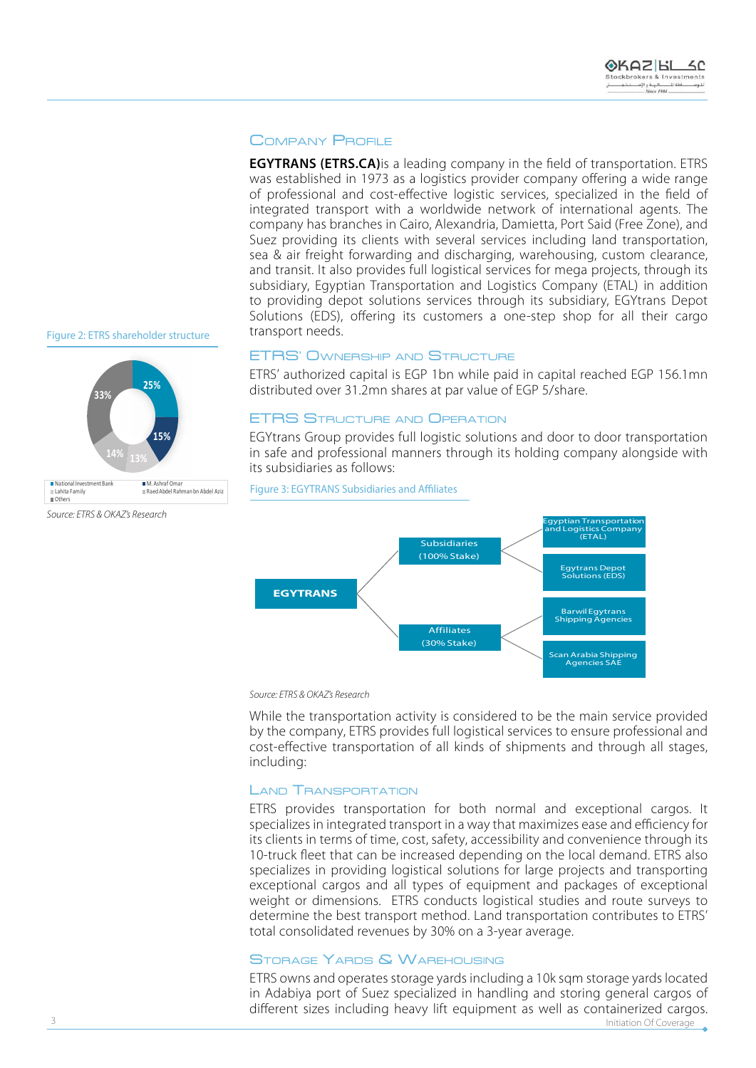## Company Profile

**EGYTRANS (ETRS.CA)** is a leading company in the field of transportation. ETRS was established in 1973 as a logistics provider company offering a wide range of professional and cost-effective logistic services, specialized in the field of integrated transport with a worldwide network of international agents. The company has branches in Cairo, Alexandria, Damietta, Port Said (Free Zone), and Suez providing its clients with several services including land transportation, sea & air freight forwarding and discharging, warehousing, custom clearance, and transit. It also provides full logistical services for mega projects, through its subsidiary, Egyptian Transportation and Logistics Company (ETAL) in addition to providing depot solutions services through its subsidiary, EGYtrans Depot Solutions (EDS), offering its customers a one-step shop for all their cargo transport needs.

Figure 2: ETRS shareholder structure

- National Investment Bank: 25%
- M. Ashraf Omar: 15%
- Lahita Family: 13%
- Raed Abdel Rahman bn Abdel Aziz: 14%
- Others: 33%

*Source: ETRS & OKAZ's Research*

## ETRS' Ownership and Structure

ETRS' authorized capital is EGP 1bn while paid in capital reached EGP 156.1mn distributed over 31.2mn shares at par value of EGP 5/share.

## ETRS Structure and Operation

EGYtrans Group provides full logistic solutions and door to door transportation in safe and professional manners through its holding company alongside with its subsidiaries as follows:

Figure 3: EGYTRANS Subsidiaries and Affiliates

- EGYTRANS
  - Subsidiaries (100% Stake)
    - Egyptian Transportation and Logistics Company (ETAL)
    - Egytrans Depot Solutions (EDS)
  - Affiliates (30% Stake)
    - Barwil Egytrans Shipping Agencies
    - Scan Arabia Shipping Agencies SAE

*Source: ETRS & OKAZ's Research*

While the transportation activity is considered to be the main service provided by the company, ETRS provides full logistical services to ensure professional and cost-effective transportation of all kinds of shipments and through all stages, including:

### Land Transportation

ETRS provides transportation for both normal and exceptional cargos. It specializes in integrated transport in a way that maximizes ease and efficiency for its clients in terms of time, cost, safety, accessibility and convenience through its 10-truck fleet that can be increased depending on the local demand. ETRS also specializes in providing logistical solutions for large projects and transporting exceptional cargos and all types of equipment and packages of exceptional weight or dimensions. ETRS conducts logistical studies and route surveys to determine the best transport method. Land transportation contributes to ETRS' total consolidated revenues by 30% on a 3-year average.

### Storage Yards & Warehousing

ETRS owns and operates storage yards including a 10k sqm storage yards located in Adabiya port of Suez specialized in handling and storing general cargos of different sizes including heavy lift equipment as well as containerized cargos.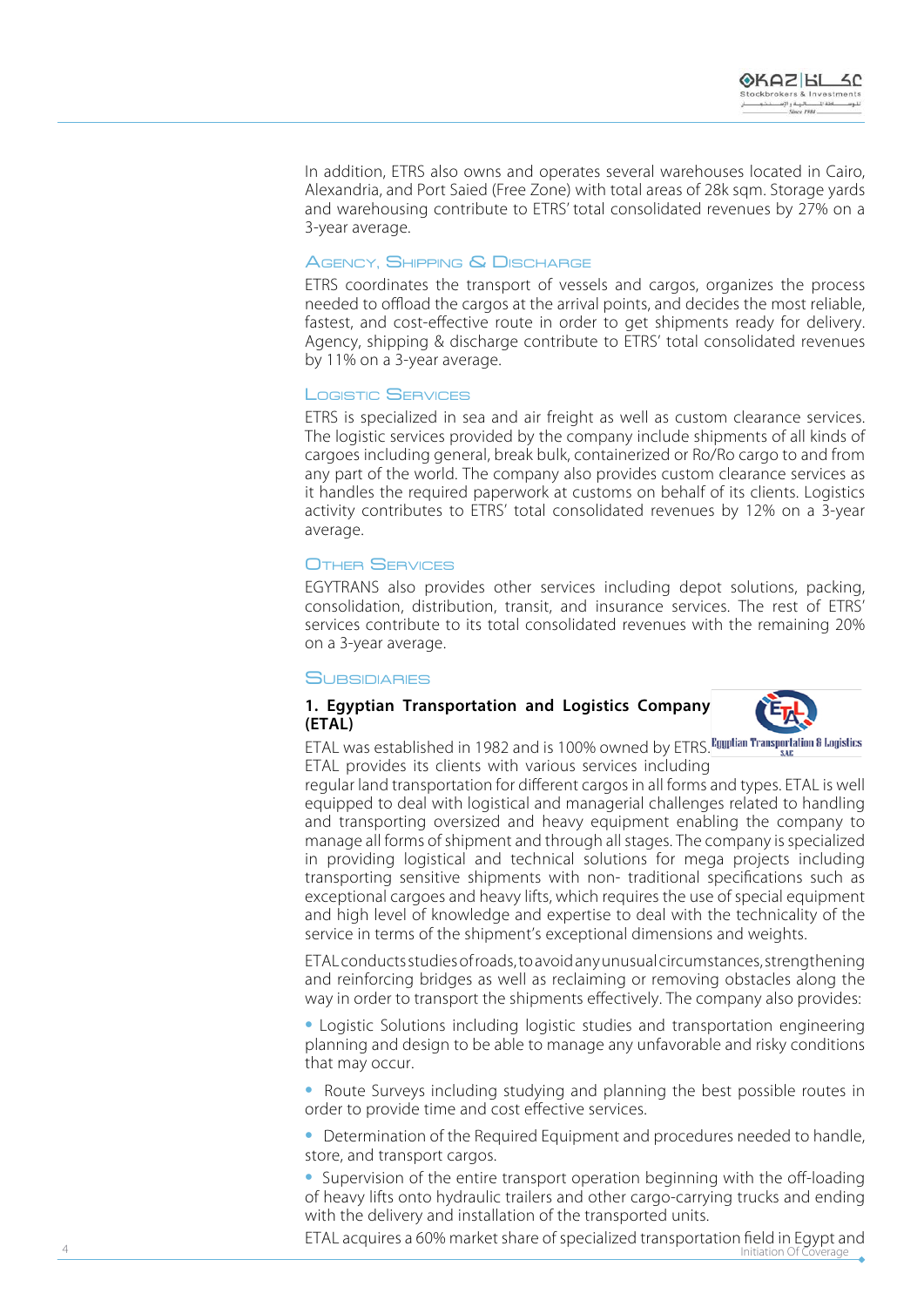In addition, ETRS also owns and operates several warehouses located in Cairo, Alexandria, and Port Saied (Free Zone) with total areas of 28k sqm. Storage yards and warehousing contribute to ETRS' total consolidated revenues by 27% on a 3-year average.

### Agency, Shipping & Discharge

ETRS coordinates the transport of vessels and cargos, organizes the process needed to offload the cargos at the arrival points, and decides the most reliable, fastest, and cost-effective route in order to get shipments ready for delivery. Agency, shipping & discharge contribute to ETRS' total consolidated revenues by 11% on a 3-year average.

### Logistic Services

ETRS is specialized in sea and air freight as well as custom clearance services. The logistic services provided by the company include shipments of all kinds of cargoes including general, break bulk, containerized or Ro/Ro cargo to and from any part of the world. The company also provides custom clearance services as it handles the required paperwork at customs on behalf of its clients. Logistics activity contributes to ETRS' total consolidated revenues by 12% on a 3-year average.

### Other Services

EGYTRANS also provides other services including depot solutions, packing, consolidation, distribution, transit, and insurance services. The rest of ETRS' services contribute to its total consolidated revenues with the remaining 20% on a 3-year average.

### Subsidiaries

**1. Egyptian Transportation and Logistics Company (ETAL)**

ETAL was established in 1982 and is 100% owned by ETRS. ETAL provides its clients with various services including regular land transportation for different cargos in all forms and types. ETAL is well equipped to deal with logistical and managerial challenges related to handling and transporting oversized and heavy equipment enabling the company to manage all forms of shipment and through all stages. The company is specialized in providing logistical and technical solutions for mega projects including transporting sensitive shipments with non- traditional specifications such as exceptional cargoes and heavy lifts, which requires the use of special equipment and high level of knowledge and expertise to deal with the technicality of the service in terms of the shipment's exceptional dimensions and weights.

ETAL conducts studies of roads, to avoid any unusual circumstances, strengthening and reinforcing bridges as well as reclaiming or removing obstacles along the way in order to transport the shipments effectively. The company also provides:

- Logistic Solutions including logistic studies and transportation engineering planning and design to be able to manage any unfavorable and risky conditions that may occur.
- Route Surveys including studying and planning the best possible routes in order to provide time and cost effective services.
- Determination of the Required Equipment and procedures needed to handle, store, and transport cargos.
- Supervision of the entire transport operation beginning with the off-loading of heavy lifts onto hydraulic trailers and other cargo-carrying trucks and ending with the delivery and installation of the transported units.

ETAL acquires a 60% market share of specialized transportation field in Egypt and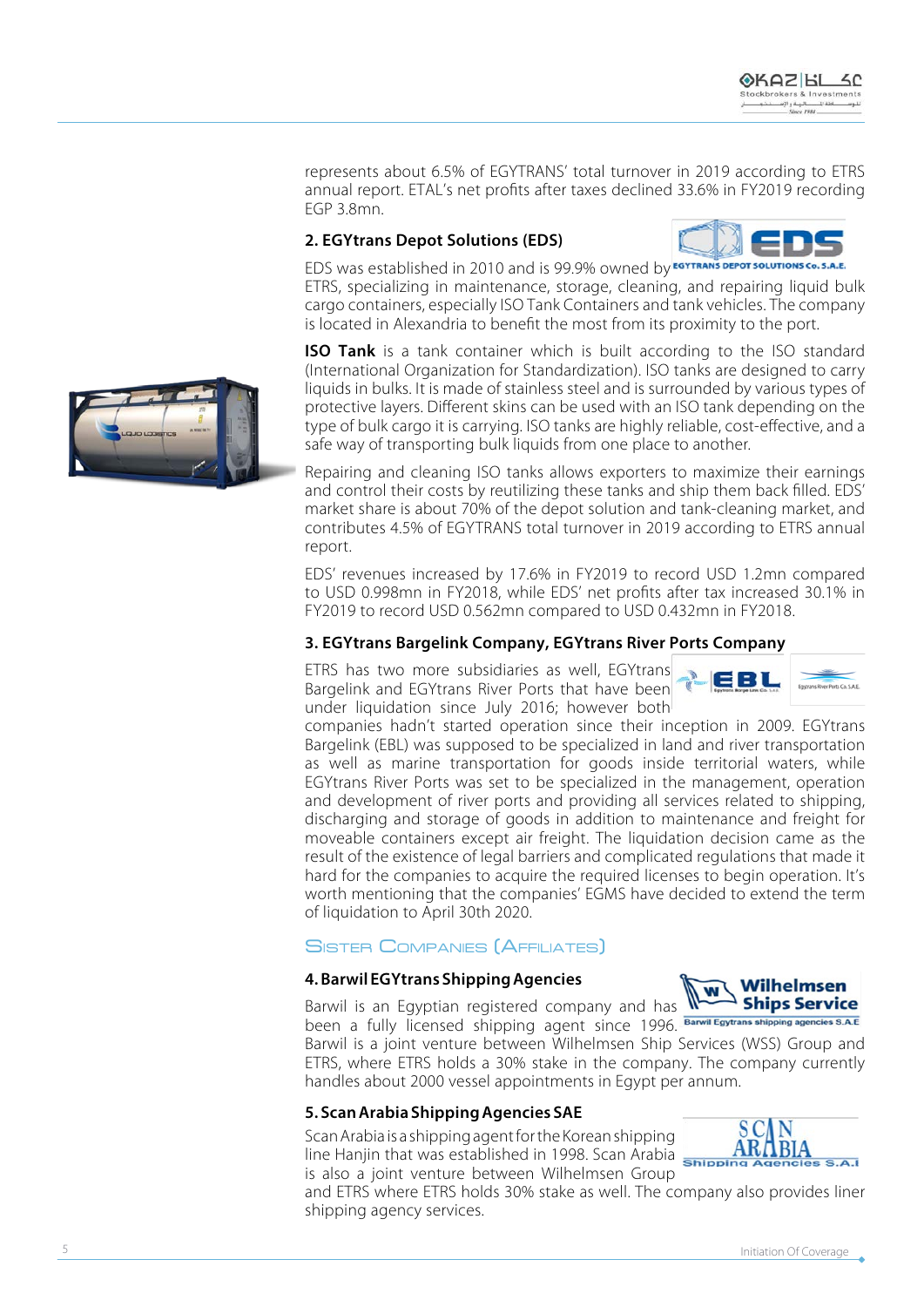represents about 6.5% of EGYTRANS' total turnover in 2019 according to ETRS annual report. ETAL's net profits after taxes declined 33.6% in FY2019 recording EGP 3.8mn.

### 2. EGYtrans Depot Solutions (EDS)

EDS was established in 2010 and is 99.9% owned by ETRS, specializing in maintenance, storage, cleaning, and repairing liquid bulk cargo containers, especially ISO Tank Containers and tank vehicles. The company is located in Alexandria to benefit the most from its proximity to the port.

**ISO Tank** is a tank container which is built according to the ISO standard (International Organization for Standardization). ISO tanks are designed to carry liquids in bulks. It is made of stainless steel and is surrounded by various types of protective layers. Different skins can be used with an ISO tank depending on the type of bulk cargo it is carrying. ISO tanks are highly reliable, cost-effective, and a safe way of transporting bulk liquids from one place to another.

Repairing and cleaning ISO tanks allows exporters to maximize their earnings and control their costs by reutilizing these tanks and ship them back filled. EDS' market share is about 70% of the depot solution and tank-cleaning market, and contributes 4.5% of EGYTRANS total turnover in 2019 according to ETRS annual report.

EDS' revenues increased by 17.6% in FY2019 to record USD 1.2mn compared to USD 0.998mn in FY2018, while EDS' net profits after tax increased 30.1% in FY2019 to record USD 0.562mn compared to USD 0.432mn in FY2018.

### 3. EGYtrans Bargelink Company, EGYtrans River Ports Company

ETRS has two more subsidiaries as well, EGYtrans Bargelink and EGYtrans River Ports that have been under liquidation since July 2016; however both companies hadn't started operation since their inception in 2009. EGYtrans Bargelink (EBL) was supposed to be specialized in land and river transportation as well as marine transportation for goods inside territorial waters, while EGYtrans River Ports was set to be specialized in the management, operation and development of river ports and providing all services related to shipping, discharging and storage of goods in addition to maintenance and freight for moveable containers except air freight. The liquidation decision came as the result of the existence of legal barriers and complicated regulations that made it hard for the companies to acquire the required licenses to begin operation. It's worth mentioning that the companies' EGMS have decided to extend the term of liquidation to April 30th 2020.

## Sister Companies (Affiliates)

### 4. Barwil EGYtrans Shipping Agencies

Barwil is an Egyptian registered company and has been a fully licensed shipping agent since 1996. Barwil is a joint venture between Wilhelmsen Ship Services (WSS) Group and ETRS, where ETRS holds a 30% stake in the company. The company currently handles about 2000 vessel appointments in Egypt per annum.

### 5. Scan Arabia Shipping Agencies SAE

Scan Arabia is a shipping agent for the Korean shipping line Hanjin that was established in 1998. Scan Arabia is also a joint venture between Wilhelmsen Group and ETRS where ETRS holds 30% stake as well. The company also provides liner shipping agency services.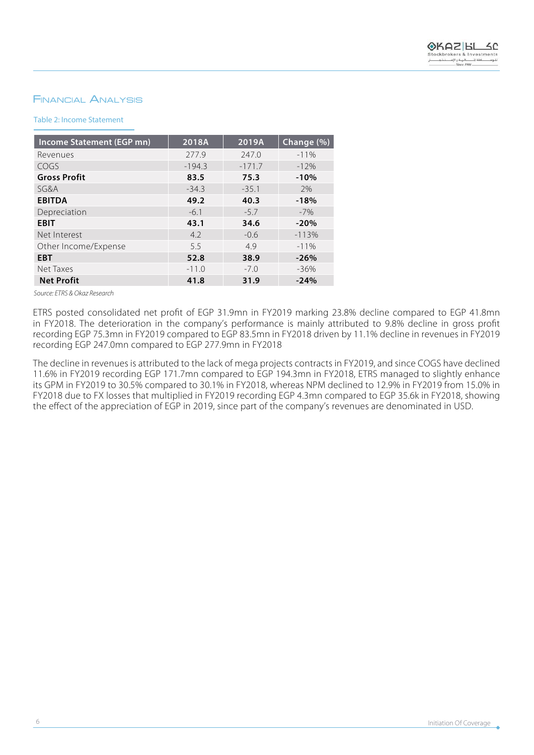## Financial Analysis

Table 2: Income Statement

| Income Statement (EGP mn) | 2018A | 2019A | Change (%) |
|---|---|---|---|
| Revenues | 277.9 | 247.0 | -11% |
| COGS | -194.3 | -171.7 | -12% |
| **Gross Profit** | **83.5** | **75.3** | **-10%** |
| SG&A | -34.3 | -35.1 | 2% |
| **EBITDA** | **49.2** | **40.3** | **-18%** |
| Depreciation | -6.1 | -5.7 | -7% |
| **EBIT** | **43.1** | **34.6** | **-20%** |
| Net Interest | 4.2 | -0.6 | -113% |
| Other Income/Expense | 5.5 | 4.9 | -11% |
| **EBT** | **52.8** | **38.9** | **-26%** |
| Net Taxes | -11.0 | -7.0 | -36% |
| **Net Profit** | **41.8** | **31.9** | **-24%** |

*Source: ETRS & Okaz Research*

ETRS posted consolidated net profit of EGP 31.9mn in FY2019 marking 23.8% decline compared to EGP 41.8mn in FY2018. The deterioration in the company's performance is mainly attributed to 9.8% decline in gross profit recording EGP 75.3mn in FY2019 compared to EGP 83.5mn in FY2018 driven by 11.1% decline in revenues in FY2019 recording EGP 247.0mn compared to EGP 277.9mn in FY2018

The decline in revenues is attributed to the lack of mega projects contracts in FY2019, and since COGS have declined 11.6% in FY2019 recording EGP 171.7mn compared to EGP 194.3mn in FY2018, ETRS managed to slightly enhance its GPM in FY2019 to 30.5% compared to 30.1% in FY2018, whereas NPM declined to 12.9% in FY2019 from 15.0% in FY2018 due to FX losses that multiplied in FY2019 recording EGP 4.3mn compared to EGP 35.6k in FY2018, showing the effect of the appreciation of EGP in 2019, since part of the company's revenues are denominated in USD.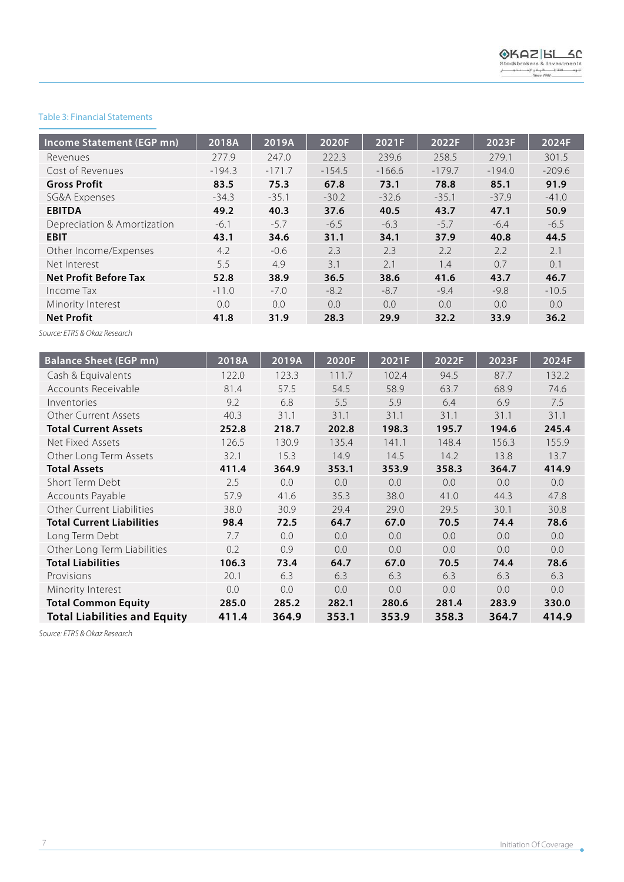Table 3: Financial Statements

| Income Statement (EGP mn) | 2018A | 2019A | 2020F | 2021F | 2022F | 2023F | 2024F |
|---|---|---|---|---|---|---|---|
| Revenues | 277.9 | 247.0 | 222.3 | 239.6 | 258.5 | 279.1 | 301.5 |
| Cost of Revenues | -194.3 | -171.7 | -154.5 | -166.6 | -179.7 | -194.0 | -209.6 |
| **Gross Profit** | **83.5** | **75.3** | **67.8** | **73.1** | **78.8** | **85.1** | **91.9** |
| SG&A Expenses | -34.3 | -35.1 | -30.2 | -32.6 | -35.1 | -37.9 | -41.0 |
| **EBITDA** | **49.2** | **40.3** | **37.6** | **40.5** | **43.7** | **47.1** | **50.9** |
| Depreciation & Amortization | -6.1 | -5.7 | -6.5 | -6.3 | -5.7 | -6.4 | -6.5 |
| **EBIT** | **43.1** | **34.6** | **31.1** | **34.1** | **37.9** | **40.8** | **44.5** |
| Other Income/Expenses | 4.2 | -0.6 | 2.3 | 2.3 | 2.2 | 2.2 | 2.1 |
| Net Interest | 5.5 | 4.9 | 3.1 | 2.1 | 1.4 | 0.7 | 0.1 |
| **Net Profit Before Tax** | **52.8** | **38.9** | **36.5** | **38.6** | **41.6** | **43.7** | **46.7** |
| Income Tax | -11.0 | -7.0 | -8.2 | -8.7 | -9.4 | -9.8 | -10.5 |
| Minority Interest | 0.0 | 0.0 | 0.0 | 0.0 | 0.0 | 0.0 | 0.0 |
| **Net Profit** | **41.8** | **31.9** | **28.3** | **29.9** | **32.2** | **33.9** | **36.2** |

*Source: ETRS & Okaz Research*

| Balance Sheet (EGP mn) | 2018A | 2019A | 2020F | 2021F | 2022F | 2023F | 2024F |
|---|---|---|---|---|---|---|---|
| Cash & Equivalents | 122.0 | 123.3 | 111.7 | 102.4 | 94.5 | 87.7 | 132.2 |
| Accounts Receivable | 81.4 | 57.5 | 54.5 | 58.9 | 63.7 | 68.9 | 74.6 |
| Inventories | 9.2 | 6.8 | 5.5 | 5.9 | 6.4 | 6.9 | 7.5 |
| Other Current Assets | 40.3 | 31.1 | 31.1 | 31.1 | 31.1 | 31.1 | 31.1 |
| **Total Current Assets** | **252.8** | **218.7** | **202.8** | **198.3** | **195.7** | **194.6** | **245.4** |
| Net Fixed Assets | 126.5 | 130.9 | 135.4 | 141.1 | 148.4 | 156.3 | 155.9 |
| Other Long Term Assets | 32.1 | 15.3 | 14.9 | 14.5 | 14.2 | 13.8 | 13.7 |
| **Total Assets** | **411.4** | **364.9** | **353.1** | **353.9** | **358.3** | **364.7** | **414.9** |
| Short Term Debt | 2.5 | 0.0 | 0.0 | 0.0 | 0.0 | 0.0 | 0.0 |
| Accounts Payable | 57.9 | 41.6 | 35.3 | 38.0 | 41.0 | 44.3 | 47.8 |
| Other Current Liabilities | 38.0 | 30.9 | 29.4 | 29.0 | 29.5 | 30.1 | 30.8 |
| **Total Current Liabilities** | **98.4** | **72.5** | **64.7** | **67.0** | **70.5** | **74.4** | **78.6** |
| Long Term Debt | 7.7 | 0.0 | 0.0 | 0.0 | 0.0 | 0.0 | 0.0 |
| Other Long Term Liabilities | 0.2 | 0.9 | 0.0 | 0.0 | 0.0 | 0.0 | 0.0 |
| **Total Liabilities** | **106.3** | **73.4** | **64.7** | **67.0** | **70.5** | **74.4** | **78.6** |
| Provisions | 20.1 | 6.3 | 6.3 | 6.3 | 6.3 | 6.3 | 6.3 |
| Minority Interest | 0.0 | 0.0 | 0.0 | 0.0 | 0.0 | 0.0 | 0.0 |
| **Total Common Equity** | **285.0** | **285.2** | **282.1** | **280.6** | **281.4** | **283.9** | **330.0** |
| **Total Liabilities and Equity** | **411.4** | **364.9** | **353.1** | **353.9** | **358.3** | **364.7** | **414.9** |

*Source: ETRS & Okaz Research*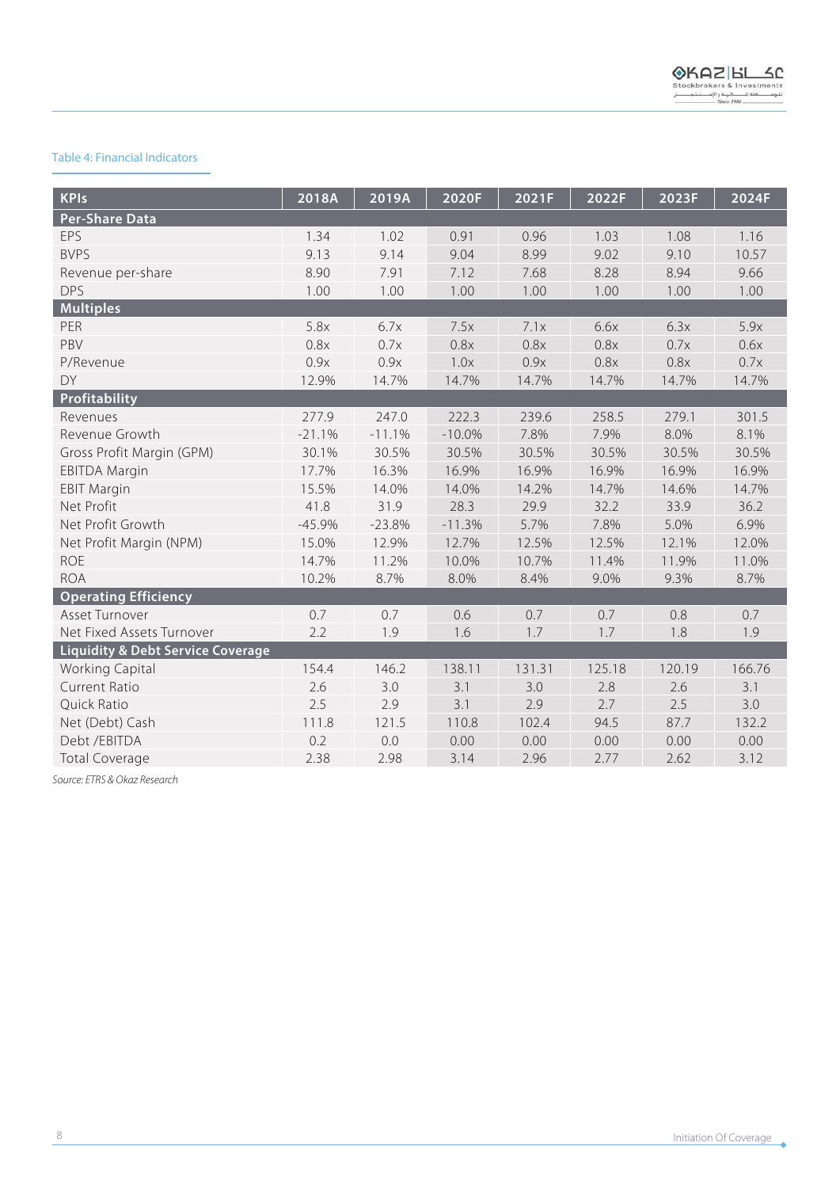Table 4: Financial Indicators

| KPIs | 2018A | 2019A | 2020F | 2021F | 2022F | 2023F | 2024F |
|---|---|---|---|---|---|---|---|
| **Per-Share Data** | | | | | | | |
| EPS | 1.34 | 1.02 | 0.91 | 0.96 | 1.03 | 1.08 | 1.16 |
| BVPS | 9.13 | 9.14 | 9.04 | 8.99 | 9.02 | 9.10 | 10.57 |
| Revenue per-share | 8.90 | 7.91 | 7.12 | 7.68 | 8.28 | 8.94 | 9.66 |
| DPS | 1.00 | 1.00 | 1.00 | 1.00 | 1.00 | 1.00 | 1.00 |
| **Multiples** | | | | | | | |
| PER | 5.8x | 6.7x | 7.5x | 7.1x | 6.6x | 6.3x | 5.9x |
| PBV | 0.8x | 0.7x | 0.8x | 0.8x | 0.8x | 0.7x | 0.6x |
| P/Revenue | 0.9x | 0.9x | 1.0x | 0.9x | 0.8x | 0.8x | 0.7x |
| DY | 12.9% | 14.7% | 14.7% | 14.7% | 14.7% | 14.7% | 14.7% |
| **Profitability** | | | | | | | |
| Revenues | 277.9 | 247.0 | 222.3 | 239.6 | 258.5 | 279.1 | 301.5 |
| Revenue Growth | -21.1% | -11.1% | -10.0% | 7.8% | 7.9% | 8.0% | 8.1% |
| Gross Profit Margin (GPM) | 30.1% | 30.5% | 30.5% | 30.5% | 30.5% | 30.5% | 30.5% |
| EBITDA Margin | 17.7% | 16.3% | 16.9% | 16.9% | 16.9% | 16.9% | 16.9% |
| EBIT Margin | 15.5% | 14.0% | 14.0% | 14.2% | 14.7% | 14.6% | 14.7% |
| Net Profit | 41.8 | 31.9 | 28.3 | 29.9 | 32.2 | 33.9 | 36.2 |
| Net Profit Growth | -45.9% | -23.8% | -11.3% | 5.7% | 7.8% | 5.0% | 6.9% |
| Net Profit Margin (NPM) | 15.0% | 12.9% | 12.7% | 12.5% | 12.5% | 12.1% | 12.0% |
| ROE | 14.7% | 11.2% | 10.0% | 10.7% | 11.4% | 11.9% | 11.0% |
| ROA | 10.2% | 8.7% | 8.0% | 8.4% | 9.0% | 9.3% | 8.7% |
| **Operating Efficiency** | | | | | | | |
| Asset Turnover | 0.7 | 0.7 | 0.6 | 0.7 | 0.7 | 0.8 | 0.7 |
| Net Fixed Assets Turnover | 2.2 | 1.9 | 1.6 | 1.7 | 1.7 | 1.8 | 1.9 |
| **Liquidity & Debt Service Coverage** | | | | | | | |
| Working Capital | 154.4 | 146.2 | 138.11 | 131.31 | 125.18 | 120.19 | 166.76 |
| Current Ratio | 2.6 | 3.0 | 3.1 | 3.0 | 2.8 | 2.6 | 3.1 |
| Quick Ratio | 2.5 | 2.9 | 3.1 | 2.9 | 2.7 | 2.5 | 3.0 |
| Net (Debt) Cash | 111.8 | 121.5 | 110.8 | 102.4 | 94.5 | 87.7 | 132.2 |
| Debt /EBITDA | 0.2 | 0.0 | 0.00 | 0.00 | 0.00 | 0.00 | 0.00 |
| Total Coverage | 2.38 | 2.98 | 3.14 | 2.96 | 2.77 | 2.62 | 3.12 |

*Source: ETRS & Okaz Research*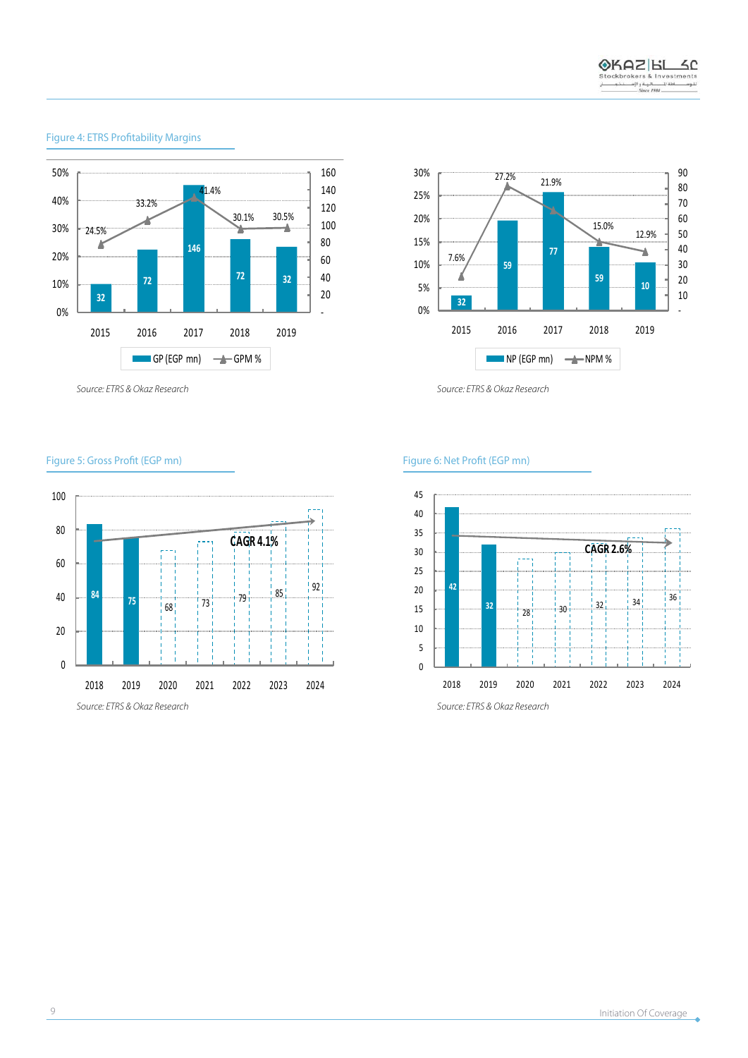Figure 4: ETRS Profitability Margins

| | 2015 | 2016 | 2017 | 2018 | 2019 |
|---|---|---|---|---|---|
| GP (EGP mn) | 32 | 72 | 146 | 72 | 32 |
| GPM % | 24.5% | 33.2% | 41.4% | 30.1% | 30.5% |

Source: ETRS & Okaz Research

| | 2015 | 2016 | 2017 | 2018 | 2019 |
|---|---|---|---|---|---|
| NP (EGP mn) | 32 | 59 | 77 | 59 | 10 |
| NPM % | 7.6% | 27.2% | 21.9% | 15.0% | 12.9% |

Source: ETRS & Okaz Research

Figure 5: Gross Profit (EGP mn)

| 2018 | 2019 | 2020 | 2021 | 2022 | 2023 | 2024 |
|---|---|---|---|---|---|---|
| 84 | 75 | 68 | 73 | 79 | 85 | 92 |

CAGR 4.1%

Source: ETRS & Okaz Research

Figure 6: Net Profit (EGP mn)

| 2018 | 2019 | 2020 | 2021 | 2022 | 2023 | 2024 |
|---|---|---|---|---|---|---|
| 42 | 32 | 28 | 30 | 32 | 34 | 36 |

CAGR 2.6%

Source: ETRS & Okaz Research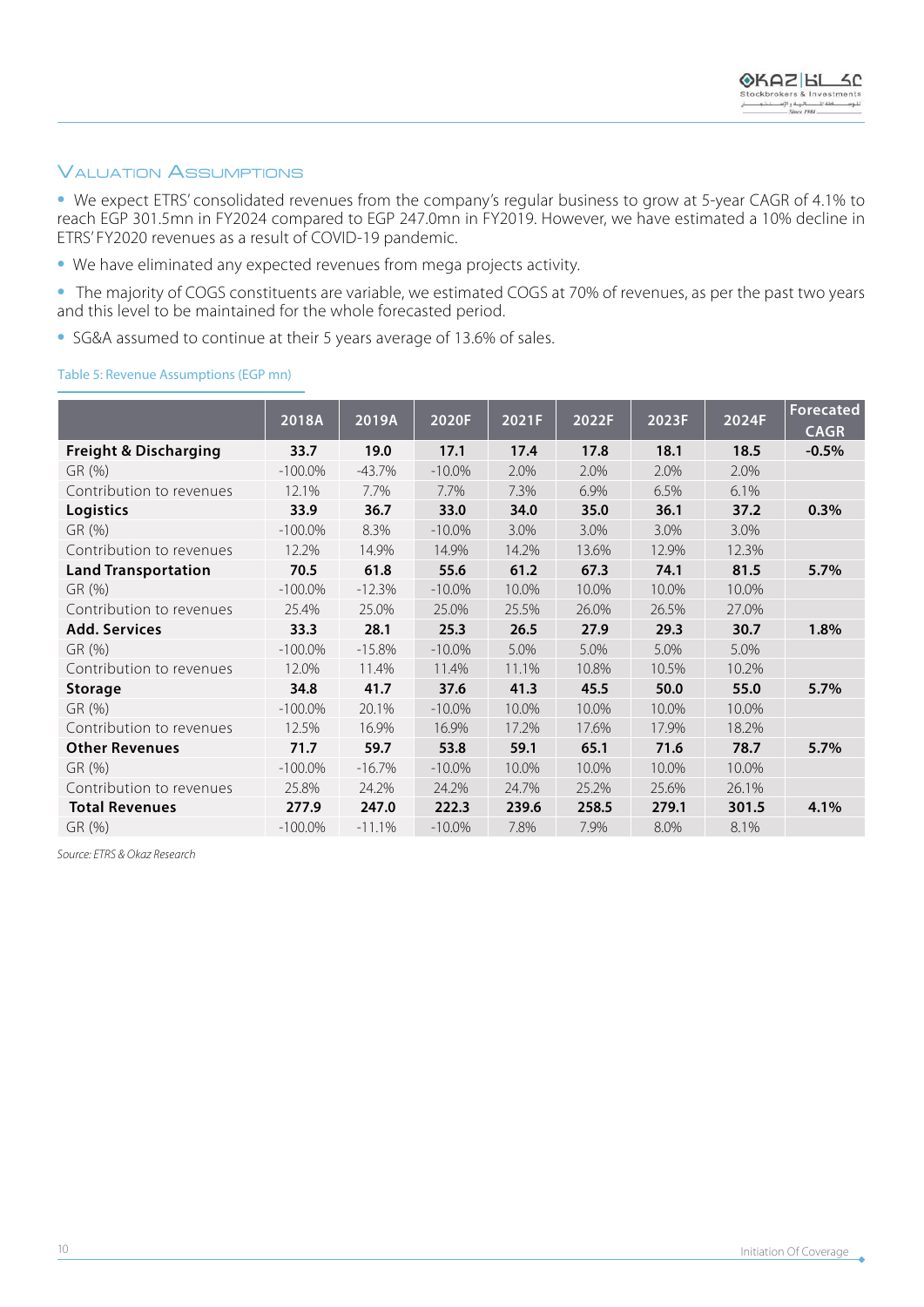## Valuation Assumptions

- We expect ETRS' consolidated revenues from the company's regular business to grow at 5-year CAGR of 4.1% to reach EGP 301.5mn in FY2024 compared to EGP 247.0mn in FY2019. However, we have estimated a 10% decline in ETRS' FY2020 revenues as a result of COVID-19 pandemic.
- We have eliminated any expected revenues from mega projects activity.
- The majority of COGS constituents are variable, we estimated COGS at 70% of revenues, as per the past two years and this level to be maintained for the whole forecasted period.
- SG&A assumed to continue at their 5 years average of 13.6% of sales.

Table 5: Revenue Assumptions (EGP mn)

| | 2018A | 2019A | 2020F | 2021F | 2022F | 2023F | 2024F | Forecated CAGR |
|---|---|---|---|---|---|---|---|---|
| **Freight & Discharging** | **33.7** | **19.0** | **17.1** | **17.4** | **17.8** | **18.1** | **18.5** | **-0.5%** |
| GR (%) | -100.0% | -43.7% | -10.0% | 2.0% | 2.0% | 2.0% | 2.0% | |
| Contribution to revenues | 12.1% | 7.7% | 7.7% | 7.3% | 6.9% | 6.5% | 6.1% | |
| **Logistics** | **33.9** | **36.7** | **33.0** | **34.0** | **35.0** | **36.1** | **37.2** | **0.3%** |
| GR (%) | -100.0% | 8.3% | -10.0% | 3.0% | 3.0% | 3.0% | 3.0% | |
| Contribution to revenues | 12.2% | 14.9% | 14.9% | 14.2% | 13.6% | 12.9% | 12.3% | |
| **Land Transportation** | **70.5** | **61.8** | **55.6** | **61.2** | **67.3** | **74.1** | **81.5** | **5.7%** |
| GR (%) | -100.0% | -12.3% | -10.0% | 10.0% | 10.0% | 10.0% | 10.0% | |
| Contribution to revenues | 25.4% | 25.0% | 25.0% | 25.5% | 26.0% | 26.5% | 27.0% | |
| **Add. Services** | **33.3** | **28.1** | **25.3** | **26.5** | **27.9** | **29.3** | **30.7** | **1.8%** |
| GR (%) | -100.0% | -15.8% | -10.0% | 5.0% | 5.0% | 5.0% | 5.0% | |
| Contribution to revenues | 12.0% | 11.4% | 11.4% | 11.1% | 10.8% | 10.5% | 10.2% | |
| **Storage** | **34.8** | **41.7** | **37.6** | **41.3** | **45.5** | **50.0** | **55.0** | **5.7%** |
| GR (%) | -100.0% | 20.1% | -10.0% | 10.0% | 10.0% | 10.0% | 10.0% | |
| Contribution to revenues | 12.5% | 16.9% | 16.9% | 17.2% | 17.6% | 17.9% | 18.2% | |
| **Other Revenues** | **71.7** | **59.7** | **53.8** | **59.1** | **65.1** | **71.6** | **78.7** | **5.7%** |
| GR (%) | -100.0% | -16.7% | -10.0% | 10.0% | 10.0% | 10.0% | 10.0% | |
| Contribution to revenues | 25.8% | 24.2% | 24.2% | 24.7% | 25.2% | 25.6% | 26.1% | |
| **Total Revenues** | **277.9** | **247.0** | **222.3** | **239.6** | **258.5** | **279.1** | **301.5** | **4.1%** |
| GR (%) | -100.0% | -11.1% | -10.0% | 7.8% | 7.9% | 8.0% | 8.1% | |

*Source: ETRS & Okaz Research*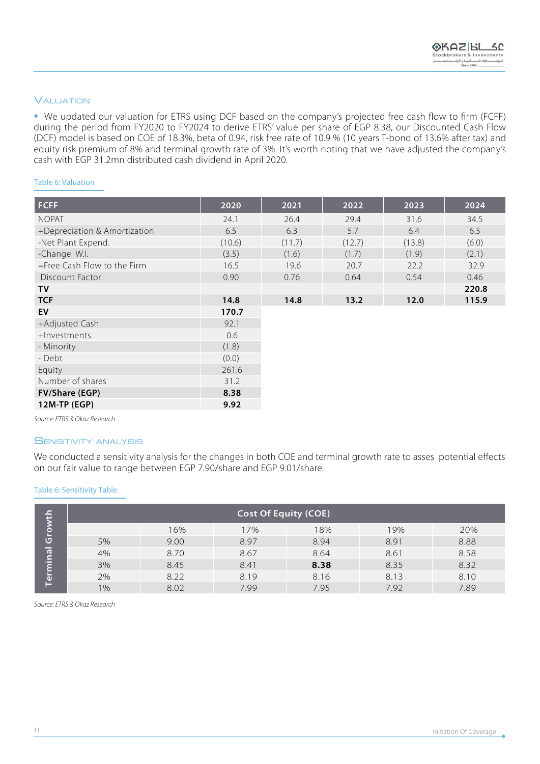## Valuation

- We updated our valuation for ETRS using DCF based on the company's projected free cash flow to firm (FCFF) during the period from FY2020 to FY2024 to derive ETRS' value per share of EGP 8.38, our Discounted Cash Flow (DCF) model is based on COE of 18.3%, beta of 0.94, risk free rate of 10.9 % (10 years T-bond of 13.6% after tax) and equity risk premium of 8% and terminal growth rate of 3%. It's worth noting that we have adjusted the company's cash with EGP 31.2mn distributed cash dividend in April 2020.

Table 6: Valuation

| FCFF | 2020 | 2021 | 2022 | 2023 | 2024 |
|---|---|---|---|---|---|
| NOPAT | 24.1 | 26.4 | 29.4 | 31.6 | 34.5 |
| +Depreciation & Amortization | 6.5 | 6.3 | 5.7 | 6.4 | 6.5 |
| -Net Plant Expend. | (10.6) | (11.7) | (12.7) | (13.8) | (6.0) |
| -Change W.I. | (3.5) | (1.6) | (1.7) | (1.9) | (2.1) |
| =Free Cash Flow to the Firm | 16.5 | 19.6 | 20.7 | 22.2 | 32.9 |
| Discount Factor | 0.90 | 0.76 | 0.64 | 0.54 | 0.46 |
| **TV** | | | | | **220.8** |
| **TCF** | **14.8** | **14.8** | **13.2** | **12.0** | **115.9** |
| **EV** | **170.7** | | | | |
| +Adjusted Cash | 92.1 | | | | |
| +Investments | 0.6 | | | | |
| - Minority | (1.8) | | | | |
| - Debt | (0.0) | | | | |
| Equity | 261.6 | | | | |
| Number of shares | 31.2 | | | | |
| **FV/Share (EGP)** | **8.38** | | | | |
| **12M-TP (EGP)** | **9.92** | | | | |

*Source: ETRS & Okaz Research*

## Sensitivity analysis

We conducted a sensitivity analysis for the changes in both COE and terminal growth rate to asses potential effects on our fair value to range between EGP 7.90/share and EGP 9.01/share.

Table 6: Sensitivity Table

| Terminal Growth | Cost Of Equity (COE) | | | | |
|---|---|---|---|---|---|
| | 16% | 17% | 18% | 19% | 20% |
| 5% | 9.00 | 8.97 | 8.94 | 8.91 | 8.88 |
| 4% | 8.70 | 8.67 | 8.64 | 8.61 | 8.58 |
| 3% | 8.45 | 8.41 | **8.38** | 8.35 | 8.32 |
| 2% | 8.22 | 8.19 | 8.16 | 8.13 | 8.10 |
| 1% | 8.02 | 7.99 | 7.95 | 7.92 | 7.89 |

*Source: ETRS & Okaz Research*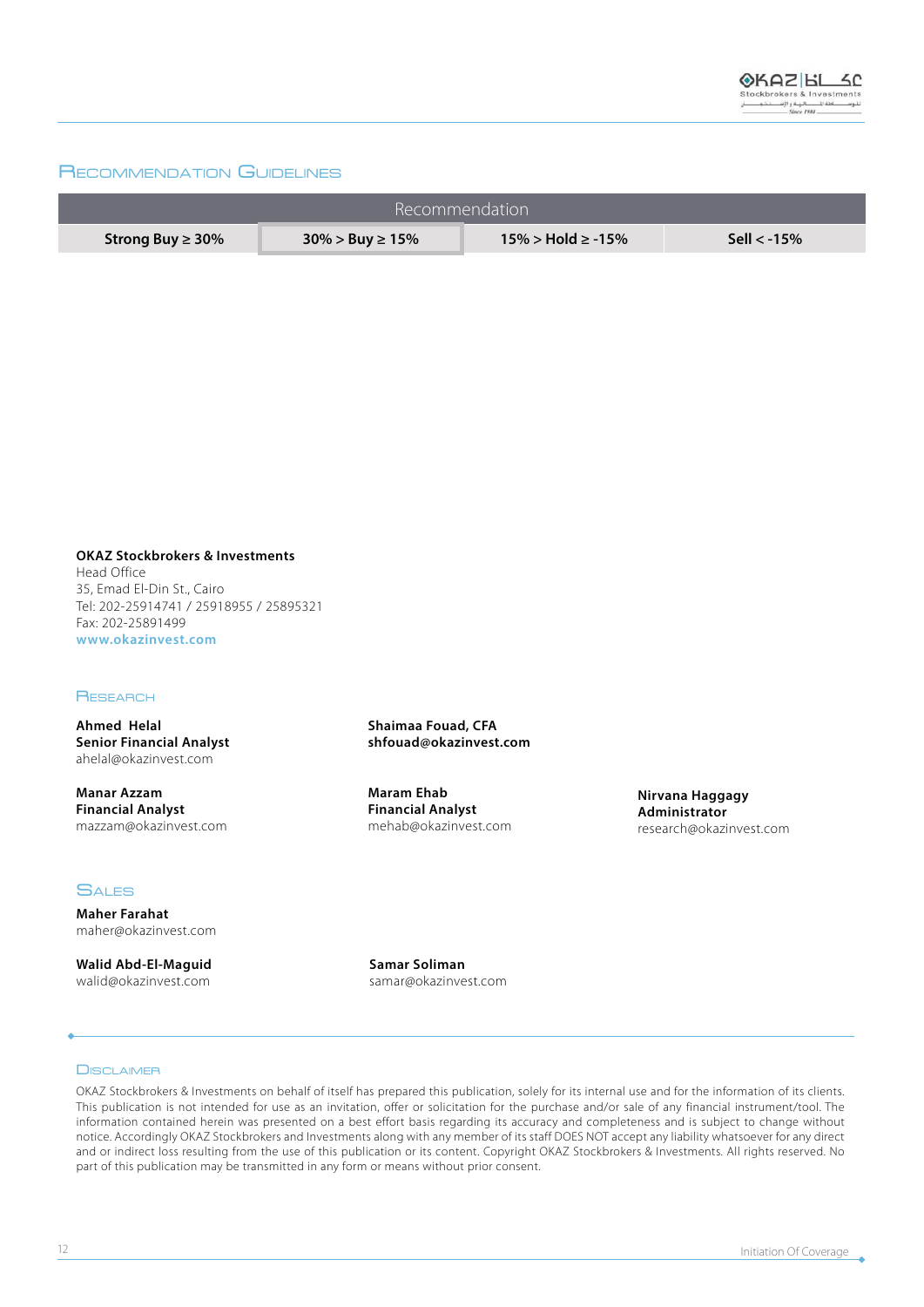## Recommendation Guidelines

| Recommendation | | | |
|---|---|---|---|
| **Strong Buy ≥ 30%** | **30% > Buy ≥ 15%** | **15% > Hold ≥ -15%** | **Sell < -15%** |

**OKAZ Stockbrokers & Investments**
Head Office
35, Emad El-Din St., Cairo
Tel: 202-25914741 / 25918955 / 25895321
Fax: 202-25891499
www.okazinvest.com

## Research

**Ahmed Helal**
**Senior Financial Analyst**
ahelal@okazinvest.com

**Shaimaa Fouad, CFA**
**shfouad@okazinvest.com**

**Manar Azzam**
**Financial Analyst**
mazzam@okazinvest.com

**Maram Ehab**
**Financial Analyst**
mehab@okazinvest.com

**Nirvana Haggagy**
**Administrator**
research@okazinvest.com

## Sales

**Maher Farahat**
maher@okazinvest.com

**Walid Abd-El-Maguid**
walid@okazinvest.com

**Samar Soliman**
samar@okazinvest.com

## Disclaimer

OKAZ Stockbrokers & Investments on behalf of itself has prepared this publication, solely for its internal use and for the information of its clients. This publication is not intended for use as an invitation, offer or solicitation for the purchase and/or sale of any financial instrument/tool. The information contained herein was presented on a best effort basis regarding its accuracy and completeness and is subject to change without notice. Accordingly OKAZ Stockbrokers and Investments along with any member of its staff DOES NOT accept any liability whatsoever for any direct and or indirect loss resulting from the use of this publication or its content. Copyright OKAZ Stockbrokers & Investments. All rights reserved. No part of this publication may be transmitted in any form or means without prior consent.